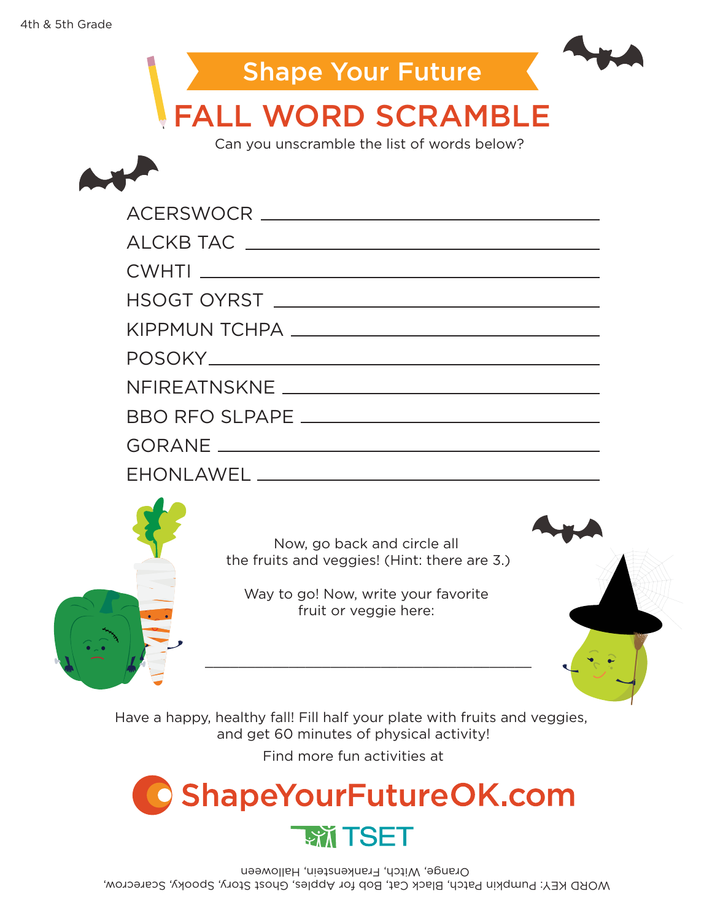4th & 5th Grade

# Shape Your Future

## FALL WORD SCRAMBLE

Can you unscramble the list of words below?

- ACERSWOCR ____________________
- ALCKB TAC ____________________
- CWHTI ____________________
- HSOGT OYRST ____________________
- KIPPMUN TCHPA ____________________
- POSOKY ____________________
- NFIREATNSKNE ____________________
- BBO RFO SLPAPE ____________________
- GORANE ____________________
- EHONLAWEL ____________________

Now, go back and circle all the fruits and veggies! (Hint: there are 3.)

Way to go! Now, write your favorite fruit or veggie here:

____________________________________

Have a happy, healthy fall! Fill half your plate with fruits and veggies, and get 60 minutes of physical activity!

Find more fun activities at

**ShapeYourFutureOK.com**

TSET

WORD KEY: Pumpkin Patch, Black Cat, Bob for Apples, Ghost Story, Spooky, Scarecrow, Orange, Witch, Frankenstein, Halloween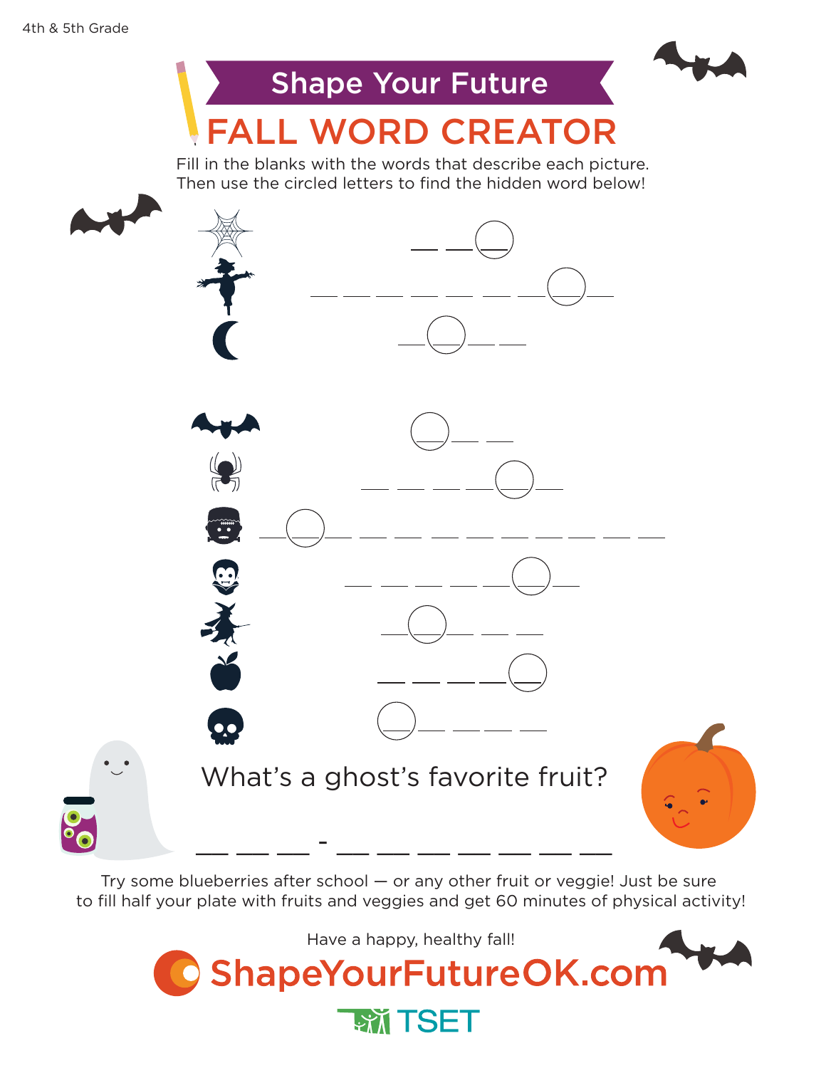4th & 5th Grade

# Shape Your Future

# FALL WORD CREATOR

Fill in the blanks with the words that describe each picture.
Then use the circled letters to find the hidden word below!

___ ___ (___)

___ ___ ___ ___ ___ ___ ___ (___) ___

___ (___) ___ ___

(___) ___ ___

___ ___ ___ ___ (___) ___

___ (___) ___ ___ ___ ___ ___ ___ ___ ___ ___ ___ ___ ___

___ ___ ___ ___ ___ (___) ___

___ (___) ___ ___ ___

___ ___ ___ ___ (___)

(___) ___ ___ ___ ___

What's a ghost's favorite fruit?

___ ___ ___ - ___ ___ ___ ___ ___ ___ ___

Try some blueberries after school — or any other fruit or veggie! Just be sure to fill half your plate with fruits and veggies and get 60 minutes of physical activity!

Have a happy, healthy fall!

ShapeYourFutureOK.com

TSET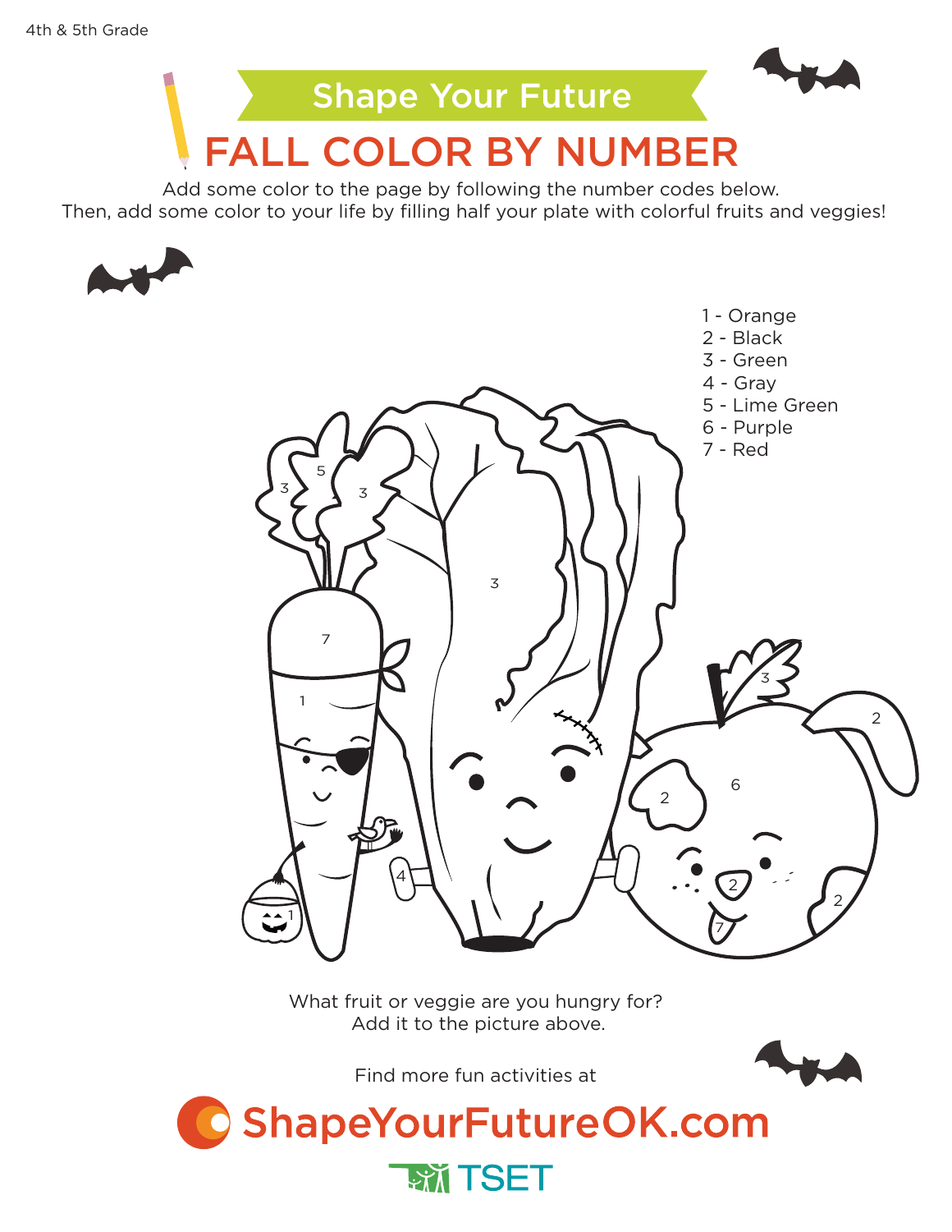4th & 5th Grade

## Shape Your Future

# FALL COLOR BY NUMBER

Add some color to the page by following the number codes below.
Then, add some color to your life by filling half your plate with colorful fruits and veggies!

1 - Orange
2 - Black
3 - Green
4 - Gray
5 - Lime Green
6 - Purple
7 - Red

What fruit or veggie are you hungry for?
Add it to the picture above.

Find more fun activities at

**ShapeYourFutureOK.com**

TSET